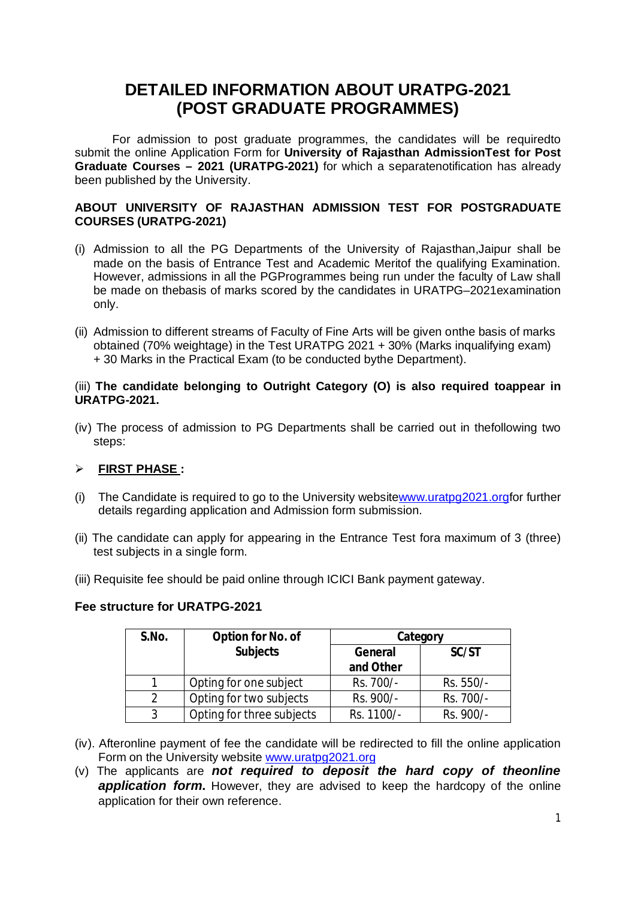# DETAILED INFORMATION ABOUT URATPG-2021 (POST GRADUATE PROGRAMMES)

For admission to post graduate programmes, the candidates will be requiredto submit the online Application Form for **University of Rajasthan AdmissionTest for Post Graduate Courses – 2021 (URATPG-2021)** for which a separatenotification has already been published by the University.

### ABOUT UNIVERSITY OF RAJASTHAN ADMISSION TEST FOR POSTGRADUATE COURSES (URATPG-2021)

(i) Admission to all the PG Departments of the University of Rajasthan,Jaipur shall be made on the basis of Entrance Test and Academic Meritof the qualifying Examination. However, admissions in all the PGProgrammes being run under the faculty of Law shall be made on thebasis of marks scored by the candidates in URATPG–2021examination only.

(ii) Admission to different streams of Faculty of Fine Arts will be given onthe basis of marks obtained (70% weightage) in the Test URATPG 2021 + 30% (Marks inqualifying exam) + 30 Marks in the Practical Exam (to be conducted bythe Department).

(iii) **The candidate belonging to Outright Category (O) is also required toappear in URATPG-2021.**

(iv) The process of admission to PG Departments shall be carried out in thefollowing two steps:

- **FIRST PHASE :**

(i) The Candidate is required to go to the University websitewww.uratpg2021.orgfor further details regarding application and Admission form submission.

(ii) The candidate can apply for appearing in the Entrance Test fora maximum of 3 (three) test subjects in a single form.

(iii) Requisite fee should be paid online through ICICI Bank payment gateway.

### Fee structure for URATPG-2021

| S.No. | Option for No. of Subjects | Category | |
|---|---|---|---|
| | | General and Other | SC/ST |
| 1 | Opting for one subject | Rs. 700/- | Rs. 550/- |
| 2 | Opting for two subjects | Rs. 900/- | Rs. 700/- |
| 3 | Opting for three subjects | Rs. 1100/- | Rs. 900/- |

(iv). Afteronline payment of fee the candidate will be redirected to fill the online application Form on the University website www.uratpg2021.org

(v) The applicants are ***not required to deposit the hard copy of theonline application form***. However, they are advised to keep the hardcopy of the online application for their own reference.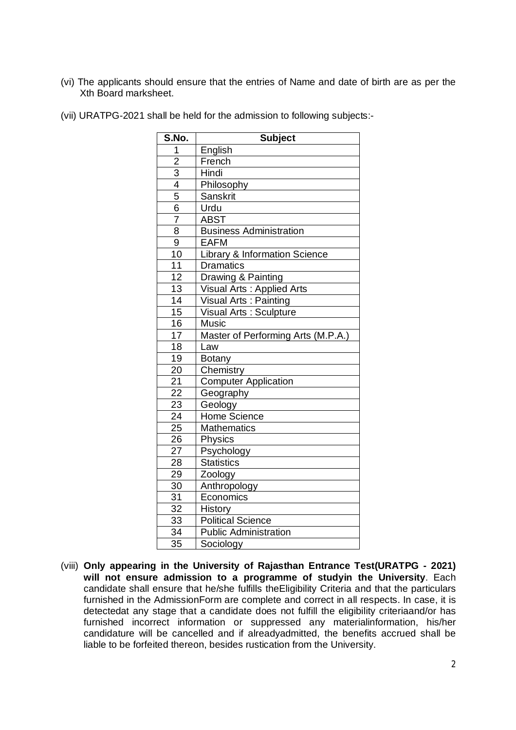(vi) The applicants should ensure that the entries of Name and date of birth are as per the Xth Board marksheet.

(vii) URATPG-2021 shall be held for the admission to following subjects:-

| S.No. | Subject |
|---|---|
| 1 | English |
| 2 | French |
| 3 | Hindi |
| 4 | Philosophy |
| 5 | Sanskrit |
| 6 | Urdu |
| 7 | ABST |
| 8 | Business Administration |
| 9 | EAFM |
| 10 | Library & Information Science |
| 11 | Dramatics |
| 12 | Drawing & Painting |
| 13 | Visual Arts : Applied Arts |
| 14 | Visual Arts : Painting |
| 15 | Visual Arts : Sculpture |
| 16 | Music |
| 17 | Master of Performing Arts (M.P.A.) |
| 18 | Law |
| 19 | Botany |
| 20 | Chemistry |
| 21 | Computer Application |
| 22 | Geography |
| 23 | Geology |
| 24 | Home Science |
| 25 | Mathematics |
| 26 | Physics |
| 27 | Psychology |
| 28 | Statistics |
| 29 | Zoology |
| 30 | Anthropology |
| 31 | Economics |
| 32 | History |
| 33 | Political Science |
| 34 | Public Administration |
| 35 | Sociology |

(viii) **Only appearing in the University of Rajasthan Entrance Test(URATPG - 2021) will not ensure admission to a programme of studyin the University**. Each candidate shall ensure that he/she fulfills theEligibility Criteria and that the particulars furnished in the AdmissionForm are complete and correct in all respects. In case, it is detectedat any stage that a candidate does not fulfill the eligibility criteriaand/or has furnished incorrect information or suppressed any materialinformation, his/her candidature will be cancelled and if alreadyadmitted, the benefits accrued shall be liable to be forfeited thereon, besides rustication from the University.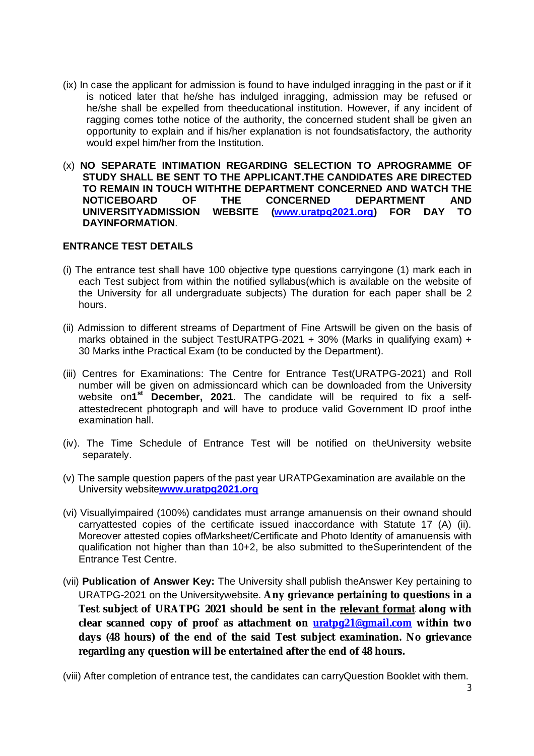(ix) In case the applicant for admission is found to have indulged inragging in the past or if it is noticed later that he/she has indulged inragging, admission may be refused or he/she shall be expelled from theeducational institution. However, if any incident of ragging comes tothe notice of the authority, the concerned student shall be given an opportunity to explain and if his/her explanation is not foundsatisfactory, the authority would expel him/her from the Institution.

(x) **NO SEPARATE INTIMATION REGARDING SELECTION TO APROGRAMME OF STUDY SHALL BE SENT TO THE APPLICANT.THE CANDIDATES ARE DIRECTED TO REMAIN IN TOUCH WITHTHE DEPARTMENT CONCERNED AND WATCH THE NOTICEBOARD OF THE CONCERNED DEPARTMENT AND UNIVERSITYADMISSION WEBSITE (www.uratpg2021.org) FOR DAY TO DAYINFORMATION**.

**ENTRANCE TEST DETAILS**

(i) The entrance test shall have 100 objective type questions carryingone (1) mark each in each Test subject from within the notified syllabus(which is available on the website of the University for all undergraduate subjects) The duration for each paper shall be 2 hours.

(ii) Admission to different streams of Department of Fine Artswill be given on the basis of marks obtained in the subject TestURATPG-2021 + 30% (Marks in qualifying exam) + 30 Marks inthe Practical Exam (to be conducted by the Department).

(iii) Centres for Examinations: The Centre for Entrance Test(URATPG-2021) and Roll number will be given on admissioncard which can be downloaded from the University website on**1st December, 2021**. The candidate will be required to fix a self-attestedrecent photograph and will have to produce valid Government ID proof inthe examination hall.

(iv). The Time Schedule of Entrance Test will be notified on theUniversity website separately.

(v) The sample question papers of the past year URATPGexamination are available on the University website**www.uratpg2021.org**

(vi) Visuallyimpaired (100%) candidates must arrange amanuensis on their ownand should carryattested copies of the certificate issued inaccordance with Statute 17 (A) (ii). Moreover attested copies ofMarksheet/Certificate and Photo Identity of amanuensis with qualification not higher than than 10+2, be also submitted to theSuperintendent of the Entrance Test Centre.

(vii) **Publication of Answer Key:** The University shall publish theAnswer Key pertaining to URATPG-2021 on the Universitywebsite. **Any grievance pertaining to questions in a Test subject of URATPG 2021 should be sent in the relevant format along with clear scanned copy of proof as attachment on uratpg21@gmail.com within two days (48 hours) of the end of the said Test subject examination. No grievance regarding any question will be entertained after the end of 48 hours.**

(viii) After completion of entrance test, the candidates can carryQuestion Booklet with them.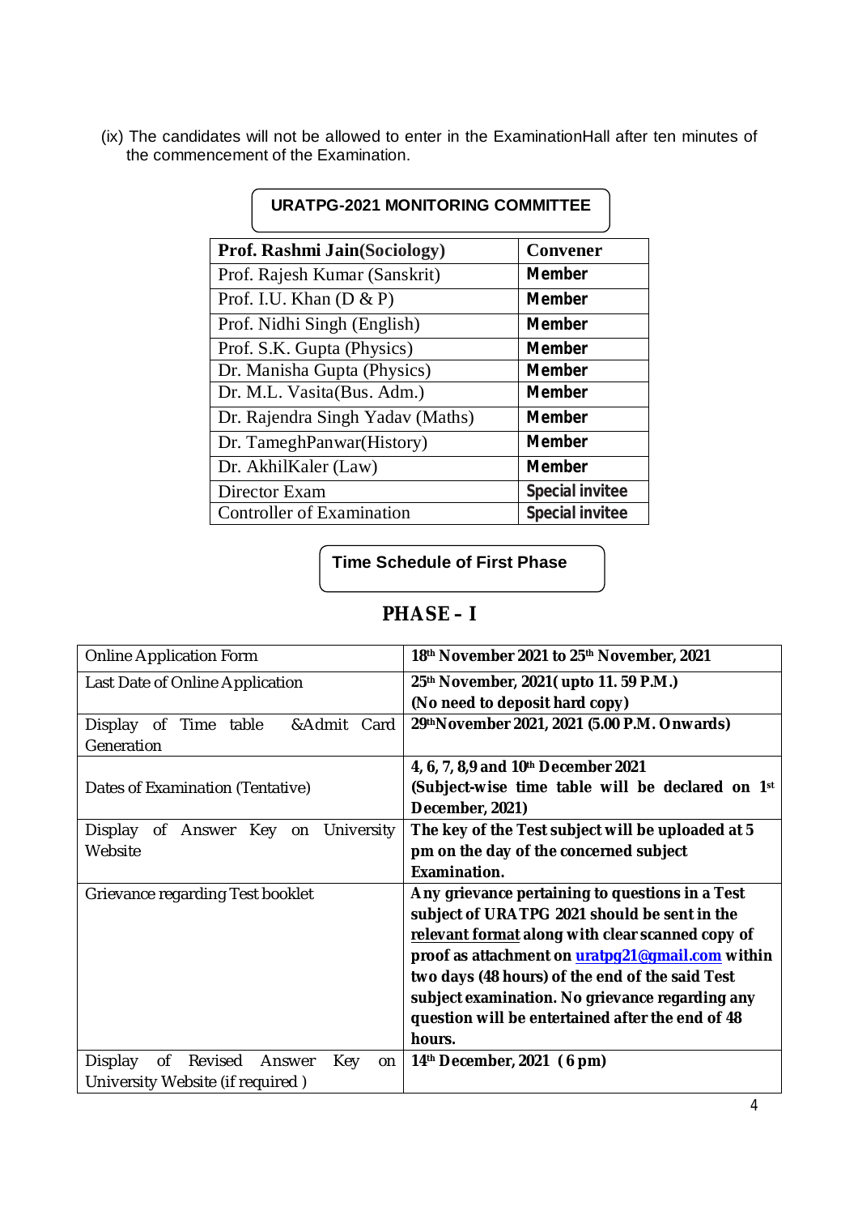(ix) The candidates will not be allowed to enter in the ExaminationHall after ten minutes of the commencement of the Examination.

## URATPG-2021 MONITORING COMMITTEE

| **Prof. Rashmi Jain(Sociology)** | **Convener** |
|---|---|
| Prof. Rajesh Kumar (Sanskrit) | **Member** |
| Prof. I.U. Khan (D & P) | **Member** |
| Prof. Nidhi Singh (English) | **Member** |
| Prof. S.K. Gupta (Physics) | **Member** |
| Dr. Manisha Gupta (Physics) | **Member** |
| Dr. M.L. Vasita(Bus. Adm.) | **Member** |
| Dr. Rajendra Singh Yadav (Maths) | **Member** |
| Dr. TameghPanwar(History) | **Member** |
| Dr. AkhilKaler (Law) | **Member** |
| Director Exam | **Special invitee** |
| Controller of Examination | **Special invitee** |

## Time Schedule of First Phase

## PHASE – I

| Online Application Form | **18th November 2021 to 25th November, 2021** |
|---|---|
| Last Date of Online Application | **25th November, 2021( upto 11. 59 P.M.) (No need to deposit hard copy)** |
| Display of Time table &Admit Card Generation | **29thNovember 2021, 2021 (5.00 P.M. Onwards)** |
| Dates of Examination (Tentative) | **4, 6, 7, 8,9 and 10th December 2021 (Subject-wise time table will be declared on 1st December, 2021)** |
| Display of Answer Key on University Website | **The key of the Test subject will be uploaded at 5 pm on the day of the concerned subject Examination.** |
| Grievance regarding Test booklet | **Any grievance pertaining to questions in a Test subject of URATPG 2021 should be sent in the relevant format along with clear scanned copy of proof as attachment on uratpg21@gmail.com within two days (48 hours) of the end of the said Test subject examination. No grievance regarding any question will be entertained after the end of 48 hours.** |
| Display of Revised Answer Key on University Website (if required ) | **14th December, 2021 ( 6 pm)** |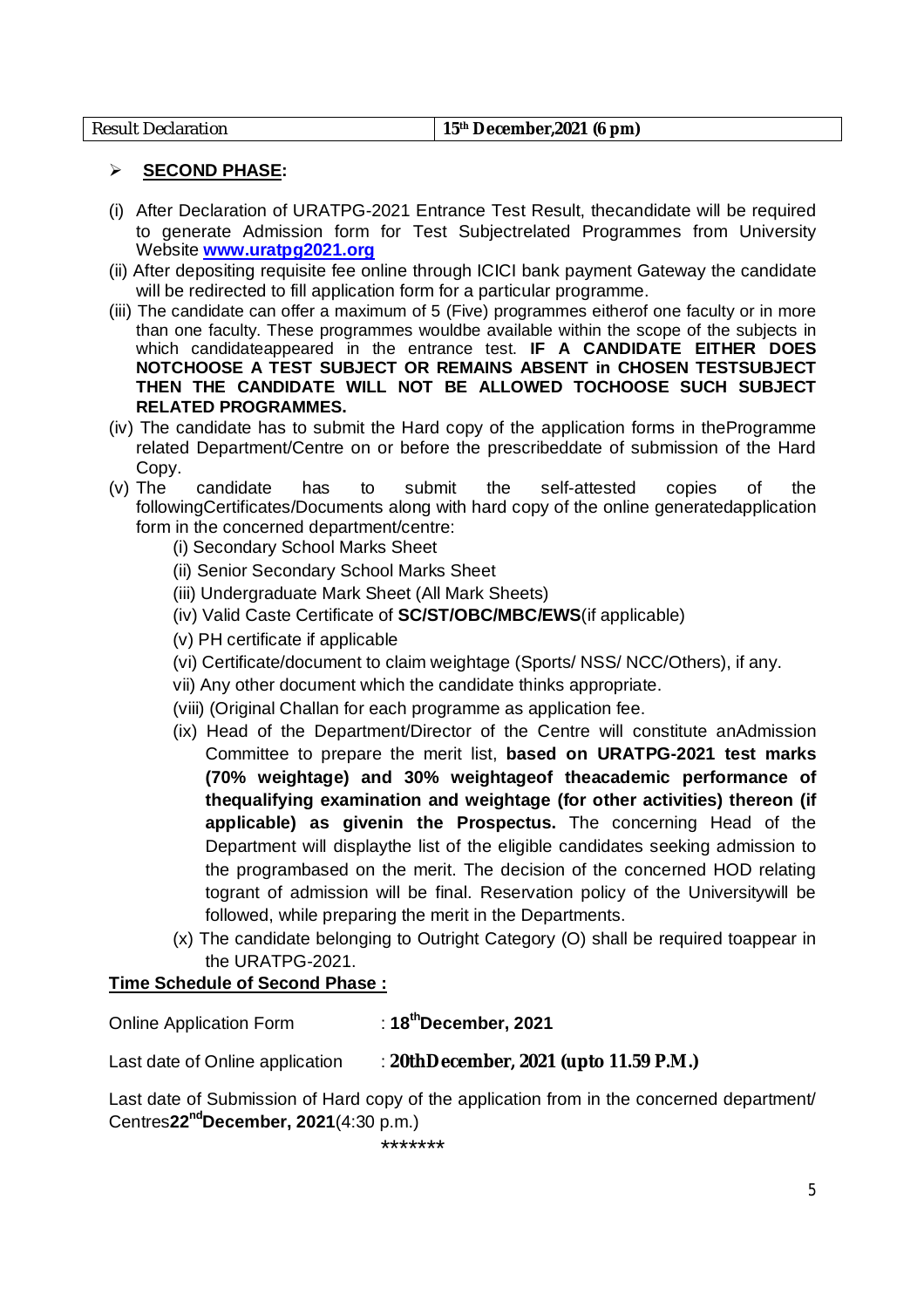| | |
|---|---|
| Result Declaration | **15th December,2021 (6 pm)** |

- **SECOND PHASE:**

(i) After Declaration of URATPG-2021 Entrance Test Result, thecandidate will be required to generate Admission form for Test Subjectrelated Programmes from University Website **www.uratpg2021.org**

(ii) After depositing requisite fee online through ICICI bank payment Gateway the candidate will be redirected to fill application form for a particular programme.

(iii) The candidate can offer a maximum of 5 (Five) programmes eitherof one faculty or in more than one faculty. These programmes wouldbe available within the scope of the subjects in which candidateappeared in the entrance test. **IF A CANDIDATE EITHER DOES NOTCHOOSE A TEST SUBJECT OR REMAINS ABSENT in CHOSEN TESTSUBJECT THEN THE CANDIDATE WILL NOT BE ALLOWED TOCHOOSE SUCH SUBJECT RELATED PROGRAMMES.**

(iv) The candidate has to submit the Hard copy of the application forms in theProgramme related Department/Centre on or before the prescribeddate of submission of the Hard Copy.

(v) The candidate has to submit the self-attested copies of the followingCertificates/Documents along with hard copy of the online generatedapplication form in the concerned department/centre:

(i) Secondary School Marks Sheet

(ii) Senior Secondary School Marks Sheet

(iii) Undergraduate Mark Sheet (All Mark Sheets)

(iv) Valid Caste Certificate of **SC/ST/OBC/MBC/EWS**(if applicable)

(v) PH certificate if applicable

(vi) Certificate/document to claim weightage (Sports/ NSS/ NCC/Others), if any.

vii) Any other document which the candidate thinks appropriate.

(viii) (Original Challan for each programme as application fee.

(ix) Head of the Department/Director of the Centre will constitute anAdmission Committee to prepare the merit list, **based on URATPG-2021 test marks (70% weightage) and 30% weightageof theacademic performance of thequalifying examination and weightage (for other activities) thereon (if applicable) as givenin the Prospectus.** The concerning Head of the Department will displaythe list of the eligible candidates seeking admission to the programbased on the merit. The decision of the concerned HOD relating togrant of admission will be final. Reservation policy of the Universitywill be followed, while preparing the merit in the Departments.

(x) The candidate belonging to Outright Category (O) shall be required toappear in the URATPG-2021.

**Time Schedule of Second Phase :**

Online Application Form : **18th December, 2021**

Last date of Online application : **20thDecember, 2021 (upto 11.59 P.M.)**

Last date of Submission of Hard copy of the application from in the concerned department/ Centres**22nd December, 2021**(4:30 p.m.)

\*\*\*\*\*\*\*